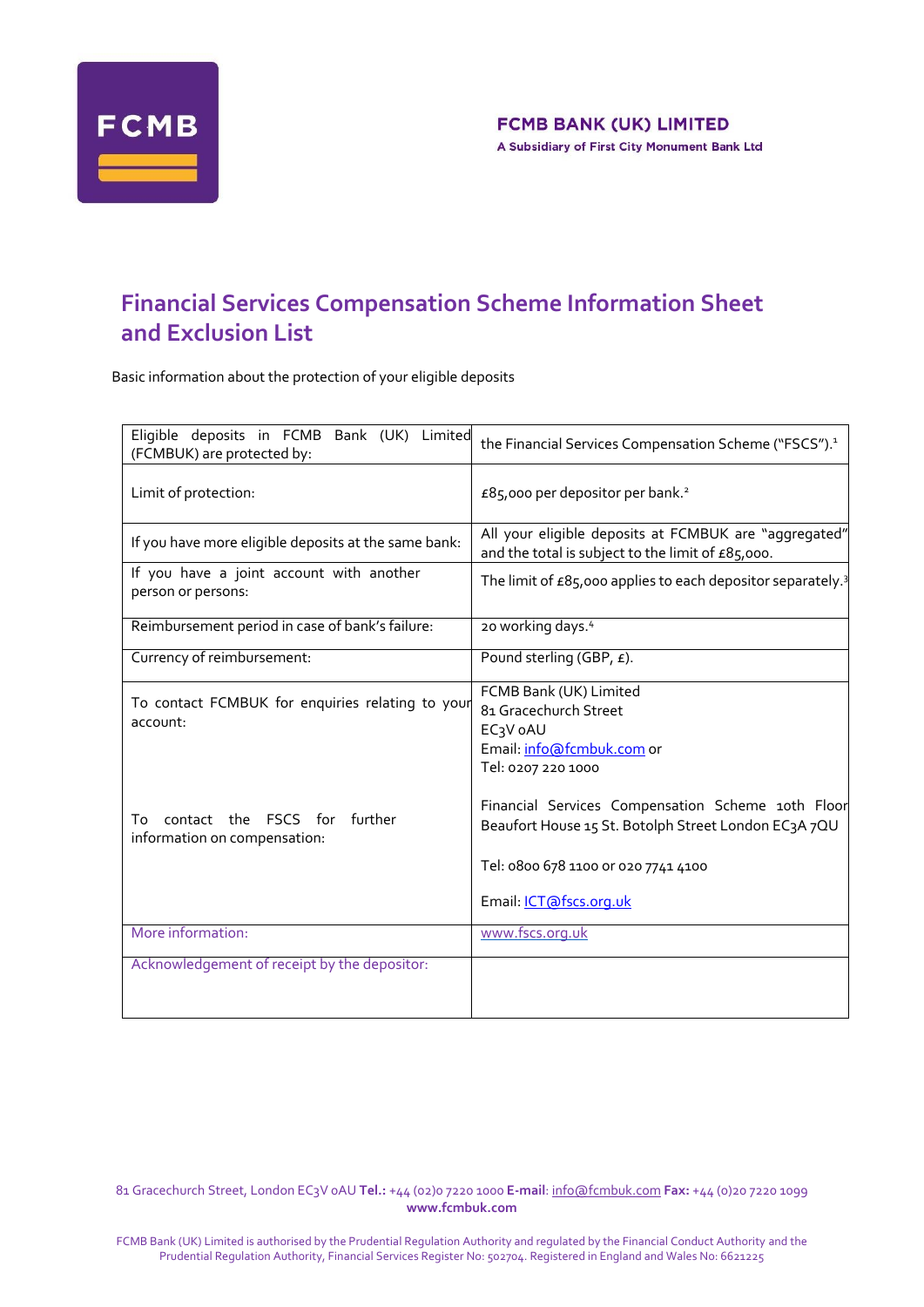**FCMB BANK (UK) LIMITED**
**A Subsidiary of First City Monument Bank Ltd**

# Financial Services Compensation Scheme Information Sheet and Exclusion List

Basic information about the protection of your eligible deposits

| | |
|---|---|
| Eligible deposits in FCMB Bank (UK) Limited (FCMBUK) are protected by: | the Financial Services Compensation Scheme ("FSCS").[1] |
| Limit of protection: | £85,000 per depositor per bank.[2] |
| If you have more eligible deposits at the same bank: | All your eligible deposits at FCMBUK are "aggregated" and the total is subject to the limit of £85,000. |
| If you have a joint account with another person or persons: | The limit of £85,000 applies to each depositor separately.[3] |
| Reimbursement period in case of bank's failure: | 20 working days.[4] |
| Currency of reimbursement: | Pound sterling (GBP, £). |
| To contact FCMBUK for enquiries relating to your account:<br><br>To contact the FSCS for further information on compensation: | FCMB Bank (UK) Limited<br>81 Gracechurch Street<br>EC3V 0AU<br>Email: info@fcmbuk.com or<br>Tel: 0207 220 1000<br><br>Financial Services Compensation Scheme 10th Floor Beaufort House 15 St. Botolph Street London EC3A 7QU<br><br>Tel: 0800 678 1100 or 020 7741 4100<br><br>Email: ICT@fscs.org.uk |
| More information: | www.fscs.org.uk |
| Acknowledgement of receipt by the depositor: | |

81 Gracechurch Street, London EC3V 0AU **Tel.:** +44 (02)0 7220 1000 **E-mail**: info@fcmbuk.com **Fax:** +44 (0)20 7220 1099
**www.fcmbuk.com**

FCMB Bank (UK) Limited is authorised by the Prudential Regulation Authority and regulated by the Financial Conduct Authority and the Prudential Regulation Authority, Financial Services Register No: 502704. Registered in England and Wales No: 6621225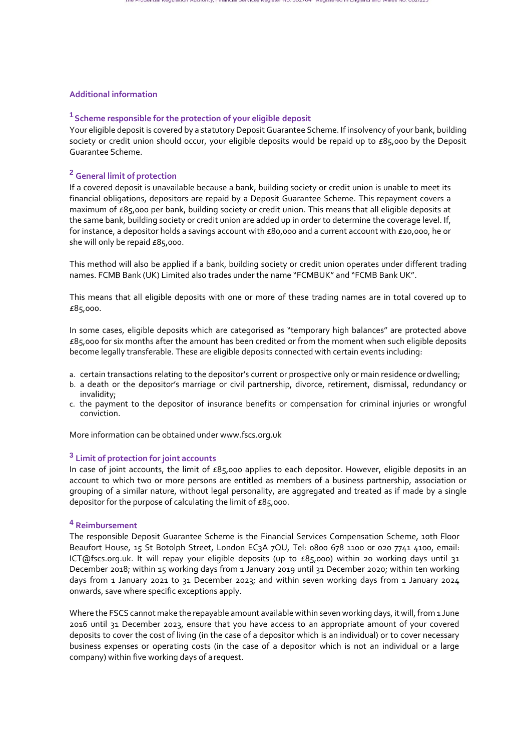## Additional information

### [1] Scheme responsible for the protection of your eligible deposit

Your eligible deposit is covered by a statutory Deposit Guarantee Scheme. If insolvency of your bank, building society or credit union should occur, your eligible deposits would be repaid up to £85,000 by the Deposit Guarantee Scheme.

### [2] General limit of protection

If a covered deposit is unavailable because a bank, building society or credit union is unable to meet its financial obligations, depositors are repaid by a Deposit Guarantee Scheme. This repayment covers a maximum of £85,000 per bank, building society or credit union. This means that all eligible deposits at the same bank, building society or credit union are added up in order to determine the coverage level. If, for instance, a depositor holds a savings account with £80,000 and a current account with £20,000, he or she will only be repaid £85,000.

This method will also be applied if a bank, building society or credit union operates under different trading names. FCMB Bank (UK) Limited also trades under the name "FCMBUK" and "FCMB Bank UK".

This means that all eligible deposits with one or more of these trading names are in total covered up to £85,000.

In some cases, eligible deposits which are categorised as "temporary high balances" are protected above £85,000 for six months after the amount has been credited or from the moment when such eligible deposits become legally transferable. These are eligible deposits connected with certain events including:

a. certain transactions relating to the depositor's current or prospective only or main residence or dwelling;
b. a death or the depositor's marriage or civil partnership, divorce, retirement, dismissal, redundancy or invalidity;
c. the payment to the depositor of insurance benefits or compensation for criminal injuries or wrongful conviction.

More information can be obtained under www.fscs.org.uk

### [3] Limit of protection for joint accounts

In case of joint accounts, the limit of £85,000 applies to each depositor. However, eligible deposits in an account to which two or more persons are entitled as members of a business partnership, association or grouping of a similar nature, without legal personality, are aggregated and treated as if made by a single depositor for the purpose of calculating the limit of £85,000.

### [4] Reimbursement

The responsible Deposit Guarantee Scheme is the Financial Services Compensation Scheme, 10th Floor Beaufort House, 15 St Botolph Street, London EC3A 7QU, Tel: 0800 678 1100 or 020 7741 4100, email: ICT@fscs.org.uk. It will repay your eligible deposits (up to £85,000) within 20 working days until 31 December 2018; within 15 working days from 1 January 2019 until 31 December 2020; within ten working days from 1 January 2021 to 31 December 2023; and within seven working days from 1 January 2024 onwards, save where specific exceptions apply.

Where the FSCS cannot make the repayable amount available within seven working days, it will, from 1 June 2016 until 31 December 2023, ensure that you have access to an appropriate amount of your covered deposits to cover the cost of living (in the case of a depositor which is an individual) or to cover necessary business expenses or operating costs (in the case of a depositor which is not an individual or a large company) within five working days of a request.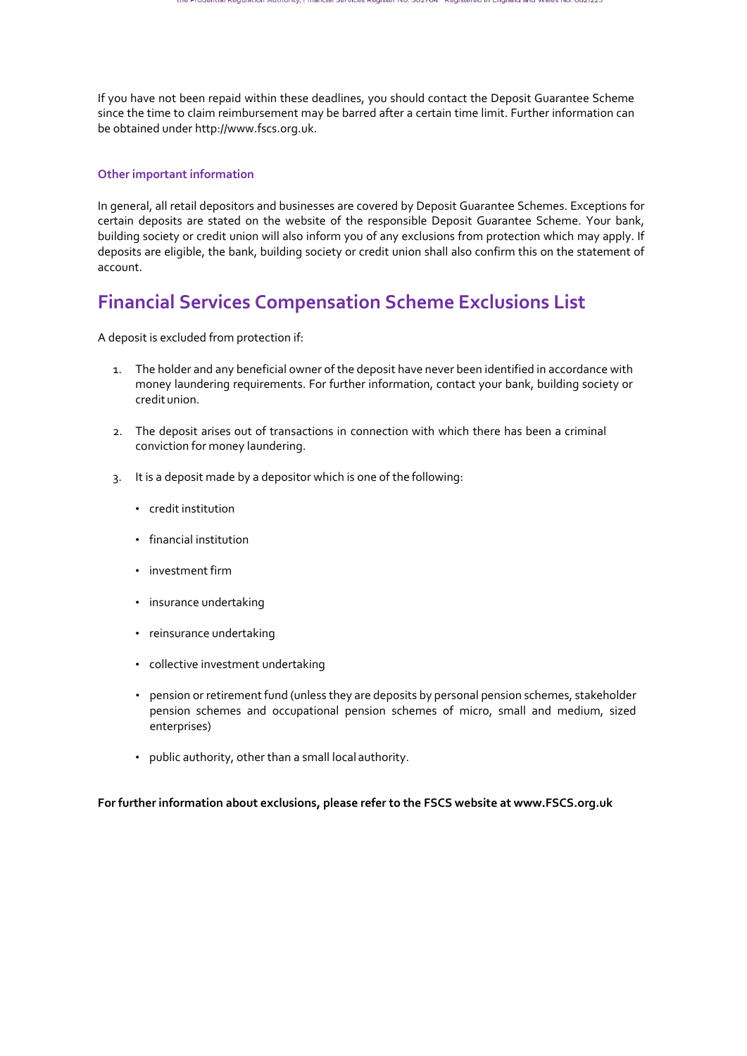If you have not been repaid within these deadlines, you should contact the Deposit Guarantee Scheme since the time to claim reimbursement may be barred after a certain time limit. Further information can be obtained under http://www.fscs.org.uk.

### Other important information

In general, all retail depositors and businesses are covered by Deposit Guarantee Schemes. Exceptions for certain deposits are stated on the website of the responsible Deposit Guarantee Scheme. Your bank, building society or credit union will also inform you of any exclusions from protection which may apply. If deposits are eligible, the bank, building society or credit union shall also confirm this on the statement of account.

## Financial Services Compensation Scheme Exclusions List

A deposit is excluded from protection if:

1. The holder and any beneficial owner of the deposit have never been identified in accordance with money laundering requirements. For further information, contact your bank, building society or credit union.

2. The deposit arises out of transactions in connection with which there has been a criminal conviction for money laundering.

3. It is a deposit made by a depositor which is one of the following:

   - credit institution
   - financial institution
   - investment firm
   - insurance undertaking
   - reinsurance undertaking
   - collective investment undertaking
   - pension or retirement fund (unless they are deposits by personal pension schemes, stakeholder pension schemes and occupational pension schemes of micro, small and medium, sized enterprises)
   - public authority, other than a small local authority.

**For further information about exclusions, please refer to the FSCS website at www.FSCS.org.uk**